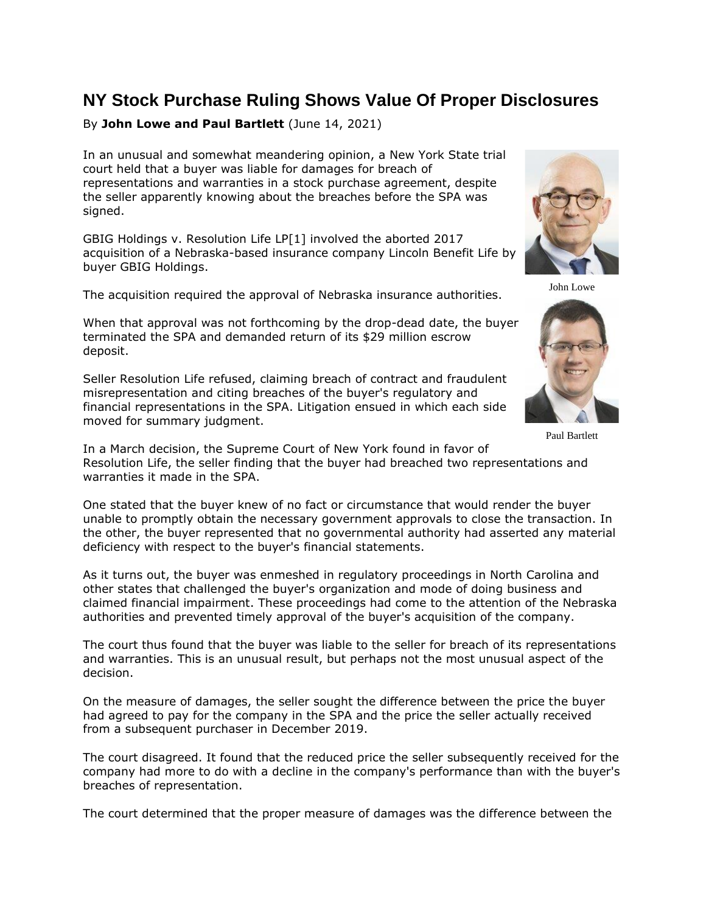# NY Stock Purchase Ruling Shows Value Of Proper Disclosures

By **John Lowe and Paul Bartlett** (June 14, 2021)

In an unusual and somewhat meandering opinion, a New York State trial court held that a buyer was liable for damages for breach of representations and warranties in a stock purchase agreement, despite the seller apparently knowing about the breaches before the SPA was signed.

GBIG Holdings v. Resolution Life LP[1] involved the aborted 2017 acquisition of a Nebraska-based insurance company Lincoln Benefit Life by buyer GBIG Holdings.

John Lowe

The acquisition required the approval of Nebraska insurance authorities.

When that approval was not forthcoming by the drop-dead date, the buyer terminated the SPA and demanded return of its $29 million escrow deposit.

Seller Resolution Life refused, claiming breach of contract and fraudulent misrepresentation and citing breaches of the buyer's regulatory and financial representations in the SPA. Litigation ensued in which each side moved for summary judgment.

Paul Bartlett

In a March decision, the Supreme Court of New York found in favor of Resolution Life, the seller finding that the buyer had breached two representations and warranties it made in the SPA.

One stated that the buyer knew of no fact or circumstance that would render the buyer unable to promptly obtain the necessary government approvals to close the transaction. In the other, the buyer represented that no governmental authority had asserted any material deficiency with respect to the buyer's financial statements.

As it turns out, the buyer was enmeshed in regulatory proceedings in North Carolina and other states that challenged the buyer's organization and mode of doing business and claimed financial impairment. These proceedings had come to the attention of the Nebraska authorities and prevented timely approval of the buyer's acquisition of the company.

The court thus found that the buyer was liable to the seller for breach of its representations and warranties. This is an unusual result, but perhaps not the most unusual aspect of the decision.

On the measure of damages, the seller sought the difference between the price the buyer had agreed to pay for the company in the SPA and the price the seller actually received from a subsequent purchaser in December 2019.

The court disagreed. It found that the reduced price the seller subsequently received for the company had more to do with a decline in the company's performance than with the buyer's breaches of representation.

The court determined that the proper measure of damages was the difference between the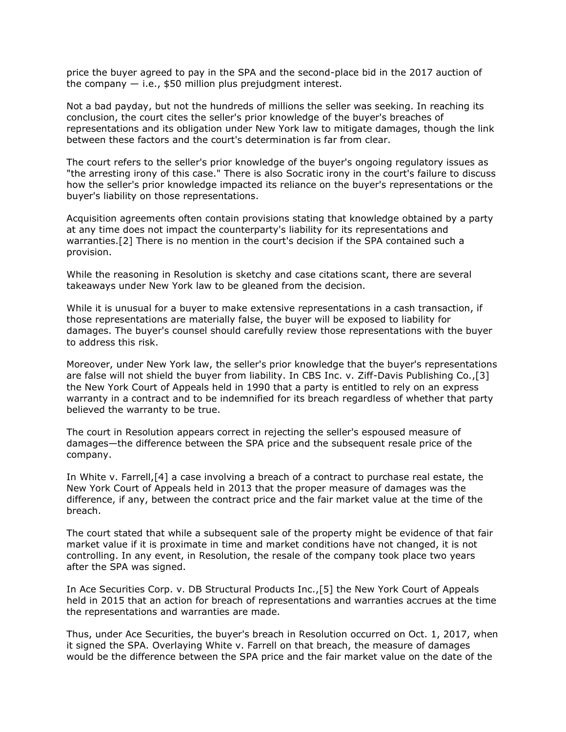price the buyer agreed to pay in the SPA and the second-place bid in the 2017 auction of the company — i.e., $50 million plus prejudgment interest.

Not a bad payday, but not the hundreds of millions the seller was seeking. In reaching its conclusion, the court cites the seller's prior knowledge of the buyer's breaches of representations and its obligation under New York law to mitigate damages, though the link between these factors and the court's determination is far from clear.

The court refers to the seller's prior knowledge of the buyer's ongoing regulatory issues as "the arresting irony of this case." There is also Socratic irony in the court's failure to discuss how the seller's prior knowledge impacted its reliance on the buyer's representations or the buyer's liability on those representations.

Acquisition agreements often contain provisions stating that knowledge obtained by a party at any time does not impact the counterparty's liability for its representations and warranties.[2] There is no mention in the court's decision if the SPA contained such a provision.

While the reasoning in Resolution is sketchy and case citations scant, there are several takeaways under New York law to be gleaned from the decision.

While it is unusual for a buyer to make extensive representations in a cash transaction, if those representations are materially false, the buyer will be exposed to liability for damages. The buyer's counsel should carefully review those representations with the buyer to address this risk.

Moreover, under New York law, the seller's prior knowledge that the buyer's representations are false will not shield the buyer from liability. In CBS Inc. v. Ziff-Davis Publishing Co.,[3] the New York Court of Appeals held in 1990 that a party is entitled to rely on an express warranty in a contract and to be indemnified for its breach regardless of whether that party believed the warranty to be true.

The court in Resolution appears correct in rejecting the seller's espoused measure of damages—the difference between the SPA price and the subsequent resale price of the company.

In White v. Farrell,[4] a case involving a breach of a contract to purchase real estate, the New York Court of Appeals held in 2013 that the proper measure of damages was the difference, if any, between the contract price and the fair market value at the time of the breach.

The court stated that while a subsequent sale of the property might be evidence of that fair market value if it is proximate in time and market conditions have not changed, it is not controlling. In any event, in Resolution, the resale of the company took place two years after the SPA was signed.

In Ace Securities Corp. v. DB Structural Products Inc.,[5] the New York Court of Appeals held in 2015 that an action for breach of representations and warranties accrues at the time the representations and warranties are made.

Thus, under Ace Securities, the buyer's breach in Resolution occurred on Oct. 1, 2017, when it signed the SPA. Overlaying White v. Farrell on that breach, the measure of damages would be the difference between the SPA price and the fair market value on the date of the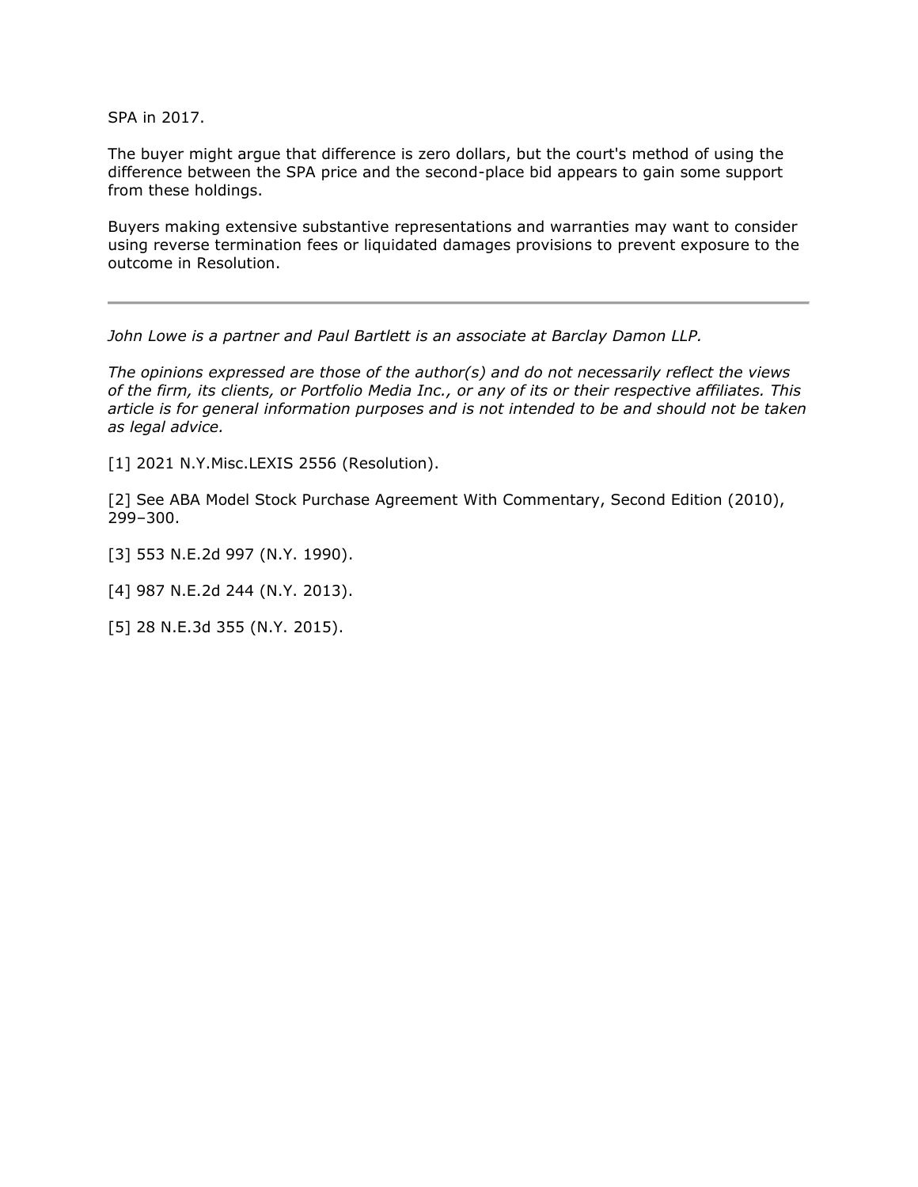SPA in 2017.

The buyer might argue that difference is zero dollars, but the court's method of using the difference between the SPA price and the second-place bid appears to gain some support from these holdings.

Buyers making extensive substantive representations and warranties may want to consider using reverse termination fees or liquidated damages provisions to prevent exposure to the outcome in Resolution.

---

*John Lowe is a partner and Paul Bartlett is an associate at Barclay Damon LLP.*

*The opinions expressed are those of the author(s) and do not necessarily reflect the views of the firm, its clients, or Portfolio Media Inc., or any of its or their respective affiliates. This article is for general information purposes and is not intended to be and should not be taken as legal advice.*

[1] 2021 N.Y.Misc.LEXIS 2556 (Resolution).

[2] See ABA Model Stock Purchase Agreement With Commentary, Second Edition (2010), 299–300.

[3] 553 N.E.2d 997 (N.Y. 1990).

[4] 987 N.E.2d 244 (N.Y. 2013).

[5] 28 N.E.3d 355 (N.Y. 2015).